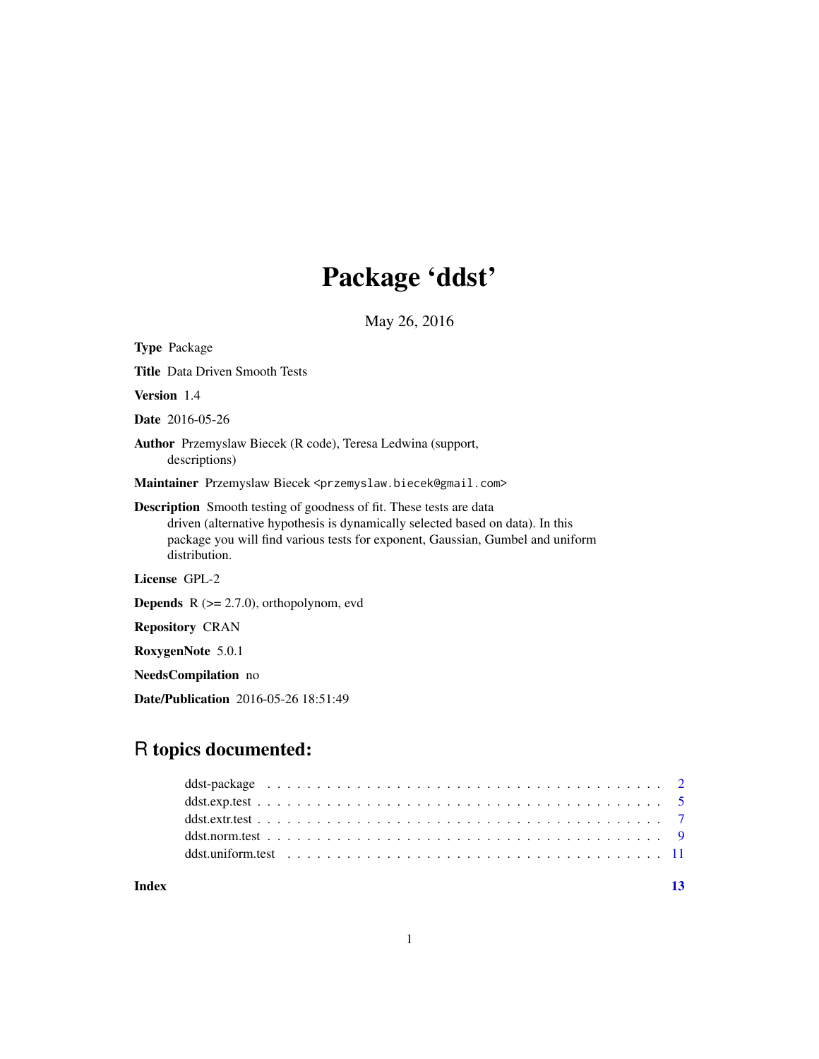# Package 'ddst'

May 26, 2016

**Type** Package

**Title** Data Driven Smooth Tests

**Version** 1.4

**Date** 2016-05-26

**Author** Przemyslaw Biecek (R code), Teresa Ledwina (support, descriptions)

**Maintainer** Przemyslaw Biecek <przemyslaw.biecek@gmail.com>

**Description** Smooth testing of goodness of fit. These tests are data driven (alternative hypothesis is dynamically selected based on data). In this package you will find various tests for exponent, Gaussian, Gumbel and uniform distribution.

**License** GPL-2

**Depends** R (>= 2.7.0), orthopolynom, evd

**Repository** CRAN

**RoxygenNote** 5.0.1

**NeedsCompilation** no

**Date/Publication** 2016-05-26 18:51:49

## R topics documented:

| | |
|---|---|
| ddst-package | 2 |
| ddst.exp.test | 5 |
| ddst.extr.test | 7 |
| ddst.norm.test | 9 |
| ddst.uniform.test | 11 |
| **Index** | **13** |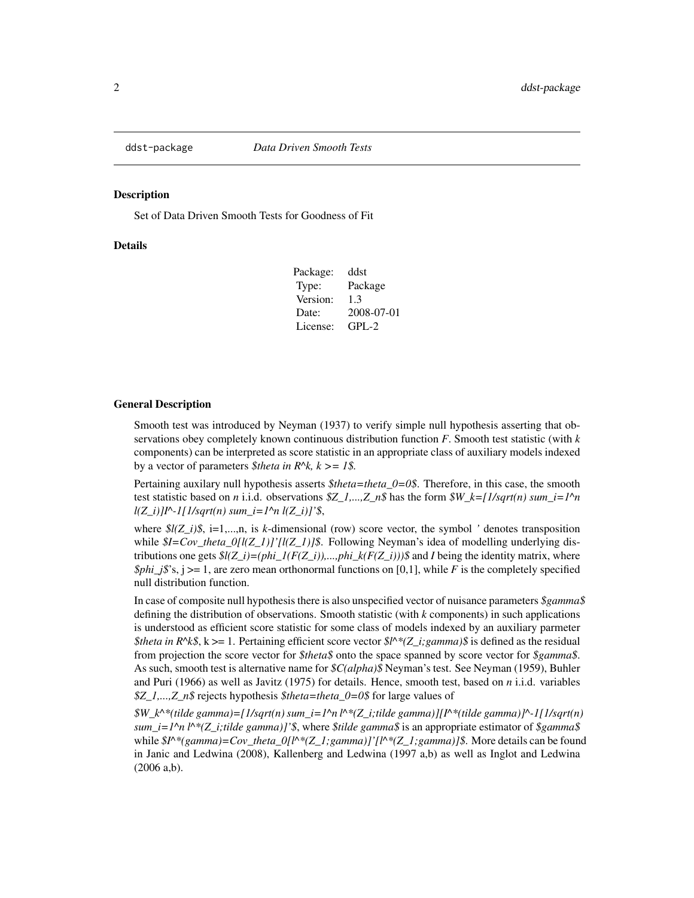## ddst-package    *Data Driven Smooth Tests*

### Description

Set of Data Driven Smooth Tests for Goodness of Fit

### Details

| | |
|---|---|
| Package: | ddst |
| Type: | Package |
| Version: | 1.3 |
| Date: | 2008-07-01 |
| License: | GPL-2 |

### General Description

Smooth test was introduced by Neyman (1937) to verify simple null hypothesis asserting that observations obey completely known continuous distribution function $F$. Smooth test statistic (with $k$ components) can be interpreted as score statistic in an appropriate class of auxiliary models indexed by a vector of parameters $\theta \in R^k, k >= 1$.

Pertaining auxilary null hypothesis asserts $\theta=\theta_0=0$. Therefore, in this case, the smooth test statistic based on $n$ i.i.d. observations $Z_1,...,Z_n$ has the form $W_k=[1/\sqrt{n} \sum_{i=1}^n l(Z_i)]I^{-1}[1/\sqrt{n} \sum_{i=1}^n l(Z_i)]'$,

where $l(Z_i)$, i=1,...,n, is $k$-dimensional (row) score vector, the symbol ' denotes transposition while $I=Cov_{\theta_0}[l(Z_1)]'[l(Z_1)]$. Following Neyman's idea of modelling underlying distributions one gets $l(Z_i)=(\phi_1(F(Z_i)),...,\phi_k(F(Z_i)))$ and $I$ being the identity matrix, where $\phi_j$'s, $j >= 1$, are zero mean orthonormal functions on [0,1], while $F$ is the completely specified null distribution function.

In case of composite null hypothesis there is also unspecified vector of nuisance parameters $\gamma$ defining the distribution of observations. Smooth statistic (with $k$ components) in such applications is understood as efficient score statistic for some class of models indexed by an auxiliary parmeter $\theta \in R^k$, $k >= 1$. Pertaining efficient score vector $l^*(Z_i;\gamma)$ is defined as the residual from projection the score vector for $\theta$ onto the space spanned by score vector for $\gamma$. As such, smooth test is alternative name for $C(\alpha)$ Neyman's test. See Neyman (1959), Buhler and Puri (1966) as well as Javitz (1975) for details. Hence, smooth test, based on $n$ i.i.d. variables $Z_1,...,Z_n$ rejects hypothesis $\theta=\theta_0=0$ for large values of

$W_k^*(\tilde\gamma)=[1/\sqrt{n} \sum_{i=1}^n l^*(Z_i;\tilde\gamma)][I^*(\tilde\gamma)]^{-1}[1/\sqrt{n} \sum_{i=1}^n l^*(Z_i;\tilde\gamma)]'$, where $\tilde\gamma$ is an appropriate estimator of $\gamma$ while $I^*(\gamma)=Cov_{\theta_0}[l^*(Z_1;\gamma)]'[l^*(Z_1;\gamma)]$. More details can be found in Janic and Ledwina (2008), Kallenberg and Ledwina (1997 a,b) as well as Inglot and Ledwina (2006 a,b).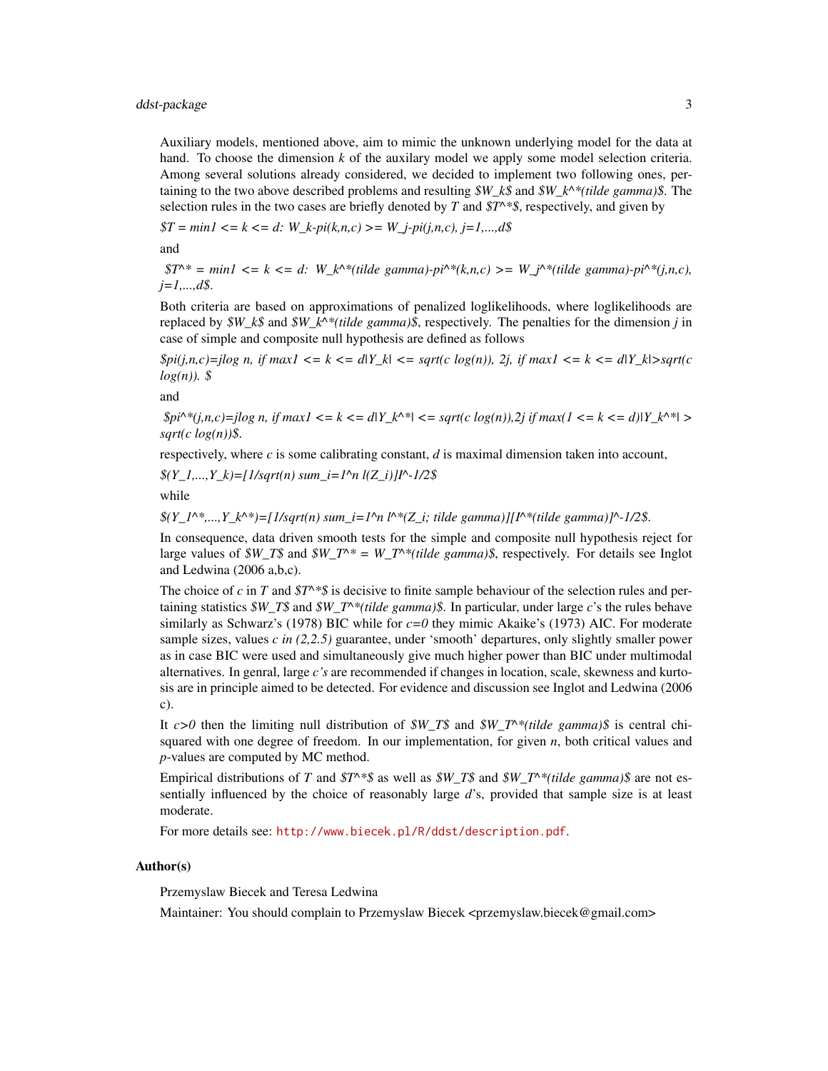Auxiliary models, mentioned above, aim to mimic the unknown underlying model for the data at hand. To choose the dimension *k* of the auxilary model we apply some model selection criteria. Among several solutions already considered, we decided to implement two following ones, pertaining to the two above described problems and resulting *$W_k$* and *$W_k^*(tilde gamma)$*. The selection rules in the two cases are briefly denoted by *T* and *$T^*$*, respectively, and given by

*$T = min1 <= k <= d: W_k-pi(k,n,c) >= W_j-pi(j,n,c), j=1,...,d$*

and

*$T^* = min1 <= k <= d: W_k^*(tilde gamma)-pi^*(k,n,c) >= W_j^*(tilde gamma)-pi^*(j,n,c), j=1,...,d$*.

Both criteria are based on approximations of penalized loglikelihoods, where loglikelihoods are replaced by *$W_k$* and *$W_k^*(tilde gamma)$*, respectively. The penalties for the dimension *j* in case of simple and composite null hypothesis are defined as follows

*$pi(j,n,c)=jlog n, if max1 <= k <= d|Y_k| <= sqrt(c log(n)), 2j, if max1 <= k <= d|Y_k|>sqrt(c log(n)). $*

and

*$pi^*(j,n,c)=jlog n, if max1 <= k <= d|Y_k^*| <= sqrt(c log(n)),2j if max(1 <= k <= d)|Y_k^*| > sqrt(c log(n))$*.

respectively, where *c* is some calibrating constant, *d* is maximal dimension taken into account,

*$(Y_1,...,Y_k)=[1/sqrt(n) sum_i=1^n l(Z_i)]I^-1/2$*

while

*$(Y_1^*,...,Y_k^*)=[1/sqrt(n) sum_i=1^n l^*(Z_i; tilde gamma)][I^*(tilde gamma)]^-1/2$*.

In consequence, data driven smooth tests for the simple and composite null hypothesis reject for large values of *$W_T$* and *$W_T^* = W_T^*(tilde gamma)$*, respectively. For details see Inglot and Ledwina (2006 a,b,c).

The choice of *c* in *T* and *$T^*$* is decisive to finite sample behaviour of the selection rules and pertaining statistics *$W_T$* and *$W_T^*(tilde gamma)$*. In particular, under large *c*'s the rules behave similarly as Schwarz's (1978) BIC while for *c=0* they mimic Akaike's (1973) AIC. For moderate sample sizes, values *c in (2,2.5)* guarantee, under 'smooth' departures, only slightly smaller power as in case BIC were used and simultaneously give much higher power than BIC under multimodal alternatives. In genral, large *c's* are recommended if changes in location, scale, skewness and kurtosis are in principle aimed to be detected. For evidence and discussion see Inglot and Ledwina (2006 c).

It *c>0* then the limiting null distribution of *$W_T$* and *$W_T^*(tilde gamma)$* is central chi-squared with one degree of freedom. In our implementation, for given *n*, both critical values and *p*-values are computed by MC method.

Empirical distributions of *T* and *$T^*$* as well as *$W_T$* and *$W_T^*(tilde gamma)$* are not essentially influenced by the choice of reasonably large *d*'s, provided that sample size is at least moderate.

For more details see: http://www.biecek.pl/R/ddst/description.pdf.

## Author(s)

Przemyslaw Biecek and Teresa Ledwina

Maintainer: You should complain to Przemyslaw Biecek <przemyslaw.biecek@gmail.com>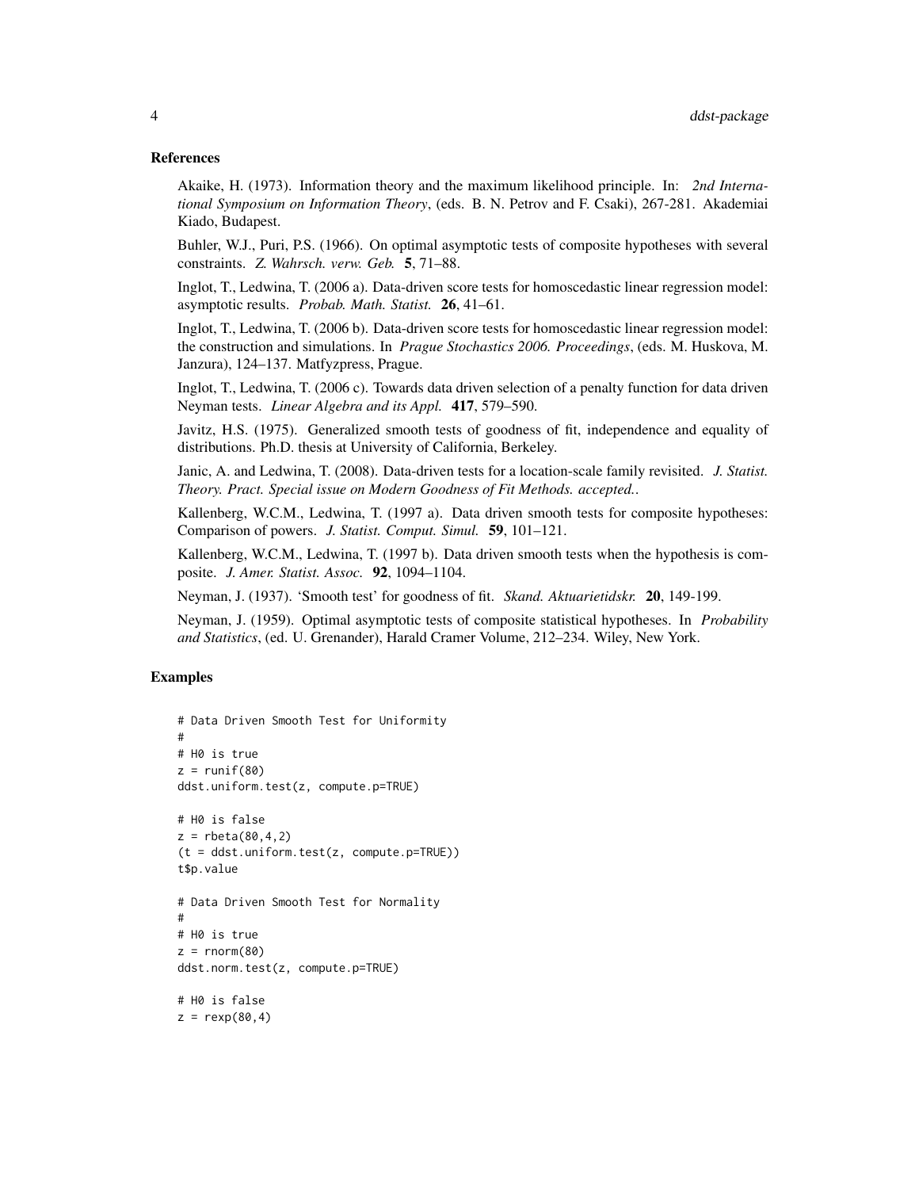### References

Akaike, H. (1973). Information theory and the maximum likelihood principle. In: *2nd International Symposium on Information Theory*, (eds. B. N. Petrov and F. Csaki), 267-281. Akademiai Kiado, Budapest.

Buhler, W.J., Puri, P.S. (1966). On optimal asymptotic tests of composite hypotheses with several constraints. *Z. Wahrsch. verw. Geb.* **5**, 71–88.

Inglot, T., Ledwina, T. (2006 a). Data-driven score tests for homoscedastic linear regression model: asymptotic results. *Probab. Math. Statist.* **26**, 41–61.

Inglot, T., Ledwina, T. (2006 b). Data-driven score tests for homoscedastic linear regression model: the construction and simulations. In *Prague Stochastics 2006. Proceedings*, (eds. M. Huskova, M. Janzura), 124–137. Matfyzpress, Prague.

Inglot, T., Ledwina, T. (2006 c). Towards data driven selection of a penalty function for data driven Neyman tests. *Linear Algebra and its Appl.* **417**, 579–590.

Javitz, H.S. (1975). Generalized smooth tests of goodness of fit, independence and equality of distributions. Ph.D. thesis at University of California, Berkeley.

Janic, A. and Ledwina, T. (2008). Data-driven tests for a location-scale family revisited. *J. Statist. Theory. Pract. Special issue on Modern Goodness of Fit Methods. accepted.*.

Kallenberg, W.C.M., Ledwina, T. (1997 a). Data driven smooth tests for composite hypotheses: Comparison of powers. *J. Statist. Comput. Simul.* **59**, 101–121.

Kallenberg, W.C.M., Ledwina, T. (1997 b). Data driven smooth tests when the hypothesis is composite. *J. Amer. Statist. Assoc.* **92**, 1094–1104.

Neyman, J. (1937). 'Smooth test' for goodness of fit. *Skand. Aktuarietidskr.* **20**, 149-199.

Neyman, J. (1959). Optimal asymptotic tests of composite statistical hypotheses. In *Probability and Statistics*, (ed. U. Grenander), Harald Cramer Volume, 212–234. Wiley, New York.

### Examples

```
# Data Driven Smooth Test for Uniformity
#
# H0 is true
z = runif(80)
ddst.uniform.test(z, compute.p=TRUE)

# H0 is false
z = rbeta(80,4,2)
(t = ddst.uniform.test(z, compute.p=TRUE))
t$p.value

# Data Driven Smooth Test for Normality
#
# H0 is true
z = rnorm(80)
ddst.norm.test(z, compute.p=TRUE)

# H0 is false
z = rexp(80,4)
```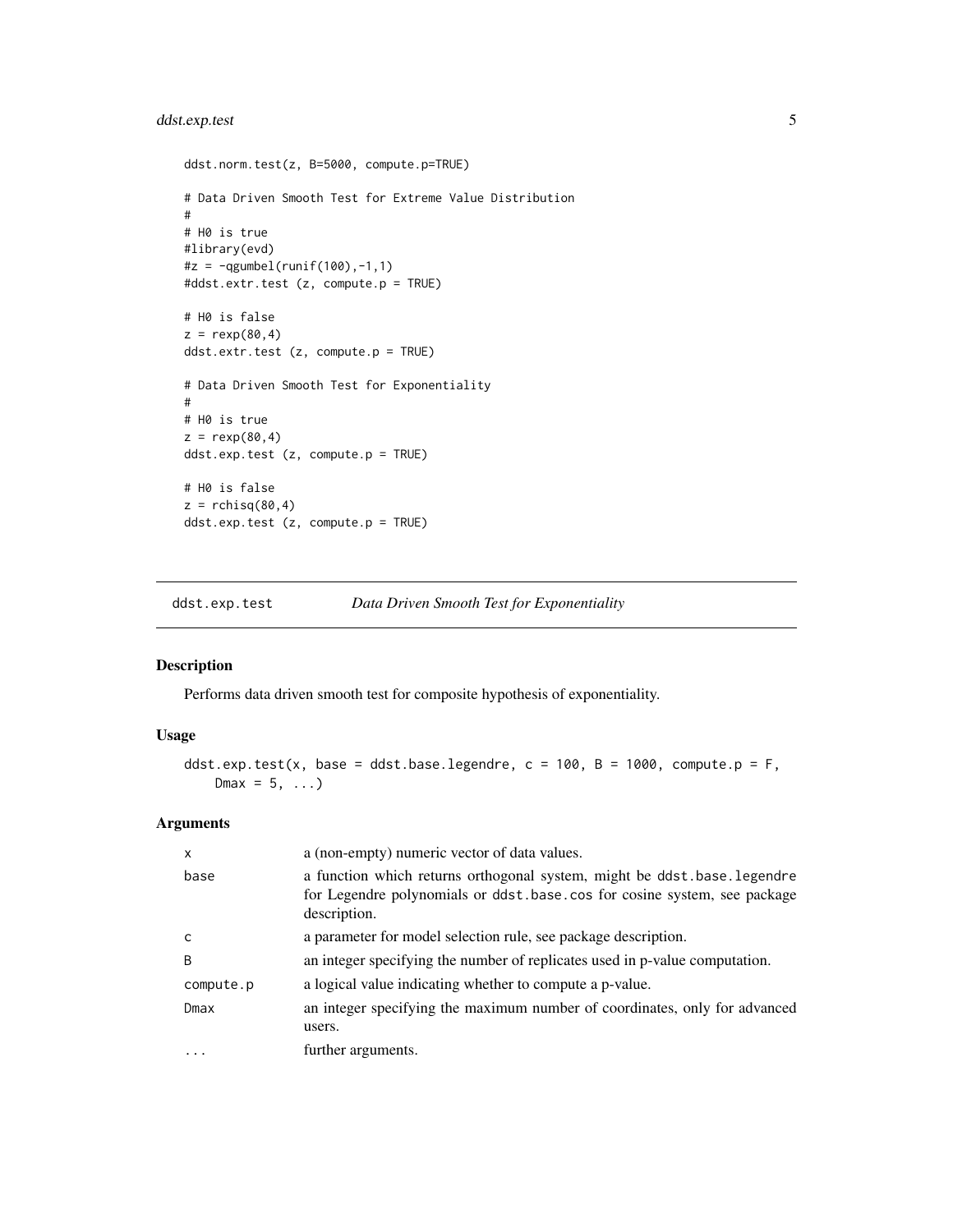```
ddst.norm.test(z, B=5000, compute.p=TRUE)

# Data Driven Smooth Test for Extreme Value Distribution
#
# H0 is true
#library(evd)
#z = -qgumbel(runif(100),-1,1)
#ddst.extr.test (z, compute.p = TRUE)

# H0 is false
z = rexp(80,4)
ddst.extr.test (z, compute.p = TRUE)

# Data Driven Smooth Test for Exponentiality
#
# H0 is true
z = rexp(80,4)
ddst.exp.test (z, compute.p = TRUE)

# H0 is false
z = rchisq(80,4)
ddst.exp.test (z, compute.p = TRUE)
```

---

## ddst.exp.test — *Data Driven Smooth Test for Exponentiality*

---

### Description

Performs data driven smooth test for composite hypothesis of exponentiality.

### Usage

```
ddst.exp.test(x, base = ddst.base.legendre, c = 100, B = 1000, compute.p = F,
    Dmax = 5, ...)
```

### Arguments

| | |
|---|---|
| x | a (non-empty) numeric vector of data values. |
| base | a function which returns orthogonal system, might be `ddst.base.legendre` for Legendre polynomials or `ddst.base.cos` for cosine system, see package description. |
| c | a parameter for model selection rule, see package description. |
| B | an integer specifying the number of replicates used in p-value computation. |
| compute.p | a logical value indicating whether to compute a p-value. |
| Dmax | an integer specifying the maximum number of coordinates, only for advanced users. |
| ... | further arguments. |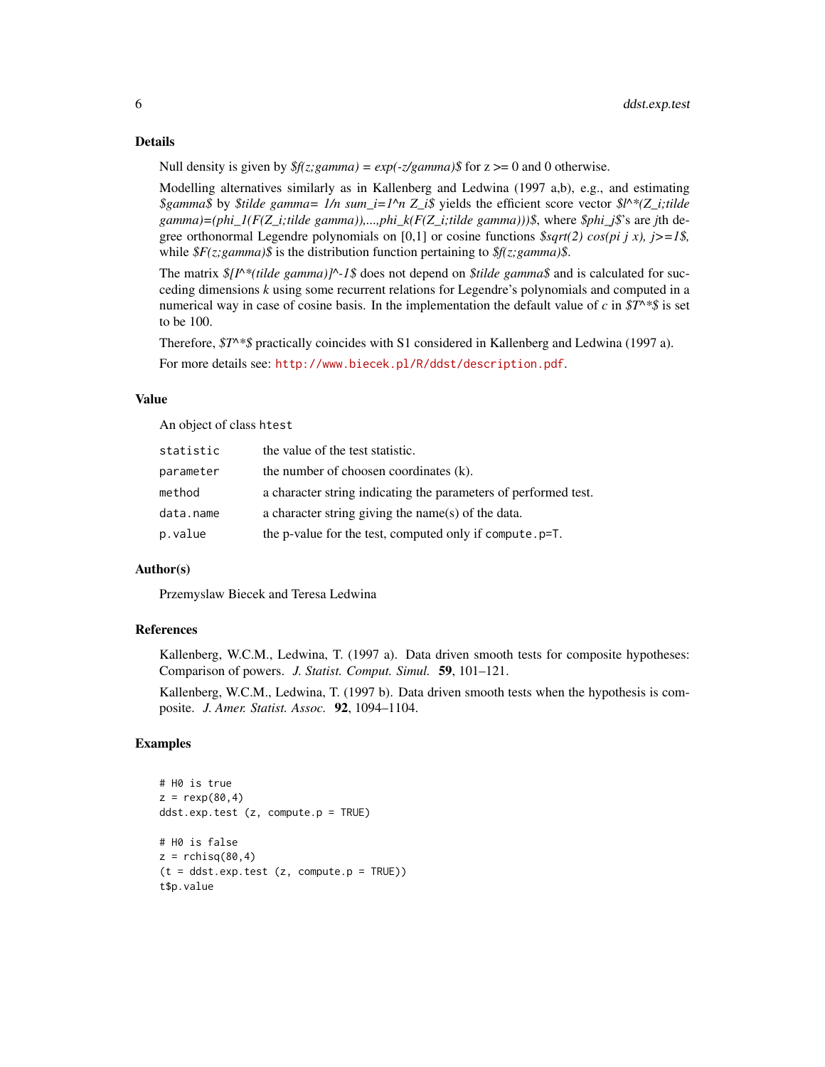### Details

Null density is given by *$f(z;gamma) = exp(-z/gamma)$* for z >= 0 and 0 otherwise.

Modelling alternatives similarly as in Kallenberg and Ledwina (1997 a,b), e.g., and estimating *$gamma$* by *$tilde gamma= 1/n sum_i=1^n Z_i$* yields the efficient score vector *$l^*(Z_i;tilde gamma)=(phi_1(F(Z_i;tilde gamma)),...,phi_k(F(Z_i;tilde gamma)))$*, where *$phi_j$*'s are *j*th degree orthonormal Legendre polynomials on [0,1] or cosine functions *$sqrt(2) cos(pi j x), j>=1$*, while *$F(z;gamma)$* is the distribution function pertaining to *$f(z;gamma)$*.

The matrix *$[I^*(tilde gamma)]^-1$* does not depend on *$tilde gamma$* and is calculated for succeding dimensions *k* using some recurrent relations for Legendre's polynomials and computed in a numerical way in case of cosine basis. In the implementation the default value of *c* in *$T^*$* is set to be 100.

Therefore, *$T^*$* practically coincides with S1 considered in Kallenberg and Ledwina (1997 a).

For more details see: http://www.biecek.pl/R/ddst/description.pdf.

### Value

An object of class `htest`

| | |
|---|---|
| `statistic` | the value of the test statistic. |
| `parameter` | the number of choosen coordinates (k). |
| `method` | a character string indicating the parameters of performed test. |
| `data.name` | a character string giving the name(s) of the data. |
| `p.value` | the p-value for the test, computed only if `compute.p=T`. |

### Author(s)

Przemyslaw Biecek and Teresa Ledwina

### References

Kallenberg, W.C.M., Ledwina, T. (1997 a). Data driven smooth tests for composite hypotheses: Comparison of powers. *J. Statist. Comput. Simul.* **59**, 101–121.

Kallenberg, W.C.M., Ledwina, T. (1997 b). Data driven smooth tests when the hypothesis is composite. *J. Amer. Statist. Assoc.* **92**, 1094–1104.

### Examples

```
# H0 is true
z = rexp(80,4)
ddst.exp.test (z, compute.p = TRUE)

# H0 is false
z = rchisq(80,4)
(t = ddst.exp.test (z, compute.p = TRUE))
t$p.value
```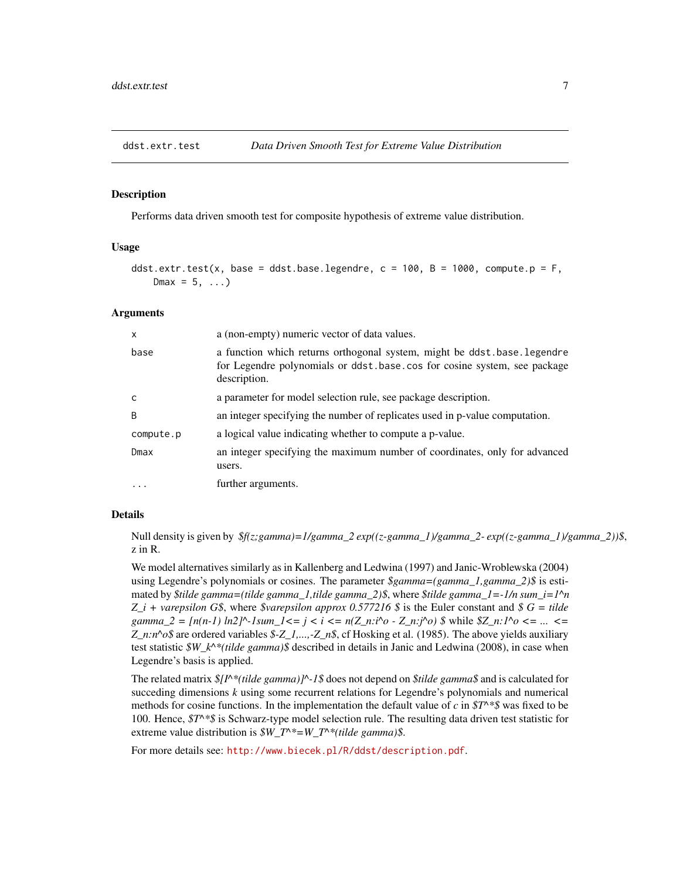## ddst.extr.test — *Data Driven Smooth Test for Extreme Value Distribution*

### Description

Performs data driven smooth test for composite hypothesis of extreme value distribution.

### Usage

```
ddst.extr.test(x, base = ddst.base.legendre, c = 100, B = 1000, compute.p = F,
    Dmax = 5, ...)
```

### Arguments

| | |
|---|---|
| x | a (non-empty) numeric vector of data values. |
| base | a function which returns orthogonal system, might be ddst.base.legendre for Legendre polynomials or ddst.base.cos for cosine system, see package description. |
| c | a parameter for model selection rule, see package description. |
| B | an integer specifying the number of replicates used in p-value computation. |
| compute.p | a logical value indicating whether to compute a p-value. |
| Dmax | an integer specifying the maximum number of coordinates, only for advanced users. |
| ... | further arguments. |

### Details

Null density is given by *$f(z;gamma)=1/gamma_2 exp((z-gamma_1)/gamma_2- exp((z-gamma_1)/gamma_2))$*, z in R.

We model alternatives similarly as in Kallenberg and Ledwina (1997) and Janic-Wroblewska (2004) using Legendre's polynomials or cosines. The parameter *$gamma=(gamma_1,gamma_2)$* is estimated by *$tilde gamma=(tilde gamma_1,tilde gamma_2)$*, where *$tilde gamma_1=-1/n sum_i=1^n Z_i + varepsilon G$*, where *$varepsilon approx 0.577216 $* is the Euler constant and *$ G = tilde gamma_2 = [n(n-1) ln2]^-1sum_1<= j < i <= n(Z_n:i^o - Z_n:j^o) $* while *$Z_n:1^o <= ... <= Z_n:n^o$* are ordered variables *$-Z_1,...,-Z_n$*, cf Hosking et al. (1985). The above yields auxiliary test statistic *$W_k^*(tilde gamma)$* described in details in Janic and Ledwina (2008), in case when Legendre's basis is applied.

The related matrix *$[I^*(tilde gamma)]^-1$* does not depend on *$tilde gamma$* and is calculated for succeding dimensions *k* using some recurrent relations for Legendre's polynomials and numerical methods for cosine functions. In the implementation the default value of *c* in *$T^*$* was fixed to be 100. Hence, *$T^*$* is Schwarz-type model selection rule. The resulting data driven test statistic for extreme value distribution is *$W_T^*=W_T^*(tilde gamma)$*.

For more details see: http://www.biecek.pl/R/ddst/description.pdf.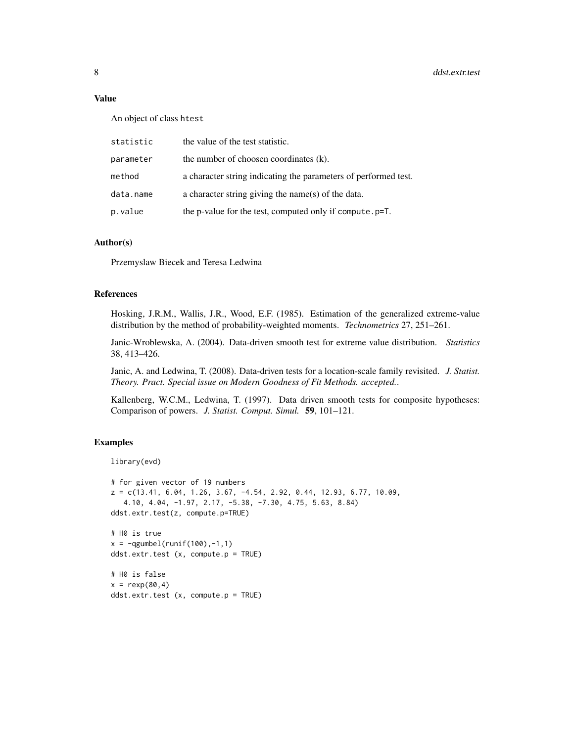## Value

An object of class `htest`

| | |
|---|---|
| `statistic` | the value of the test statistic. |
| `parameter` | the number of choosen coordinates (k). |
| `method` | a character string indicating the parameters of performed test. |
| `data.name` | a character string giving the name(s) of the data. |
| `p.value` | the p-value for the test, computed only if `compute.p=T`. |

## Author(s)

Przemyslaw Biecek and Teresa Ledwina

## References

Hosking, J.R.M., Wallis, J.R., Wood, E.F. (1985). Estimation of the generalized extreme-value distribution by the method of probability-weighted moments. *Technometrics* 27, 251–261.

Janic-Wroblewska, A. (2004). Data-driven smooth test for extreme value distribution. *Statistics* 38, 413–426.

Janic, A. and Ledwina, T. (2008). Data-driven tests for a location-scale family revisited. *J. Statist. Theory. Pract. Special issue on Modern Goodness of Fit Methods. accepted.*.

Kallenberg, W.C.M., Ledwina, T. (1997). Data driven smooth tests for composite hypotheses: Comparison of powers. *J. Statist. Comput. Simul.* **59**, 101–121.

## Examples

```
library(evd)

# for given vector of 19 numbers
z = c(13.41, 6.04, 1.26, 3.67, -4.54, 2.92, 0.44, 12.93, 6.77, 10.09,
   4.10, 4.04, -1.97, 2.17, -5.38, -7.30, 4.75, 5.63, 8.84)
ddst.extr.test(z, compute.p=TRUE)

# H0 is true
x = -qgumbel(runif(100),-1,1)
ddst.extr.test (x, compute.p = TRUE)

# H0 is false
x = rexp(80,4)
ddst.extr.test (x, compute.p = TRUE)
```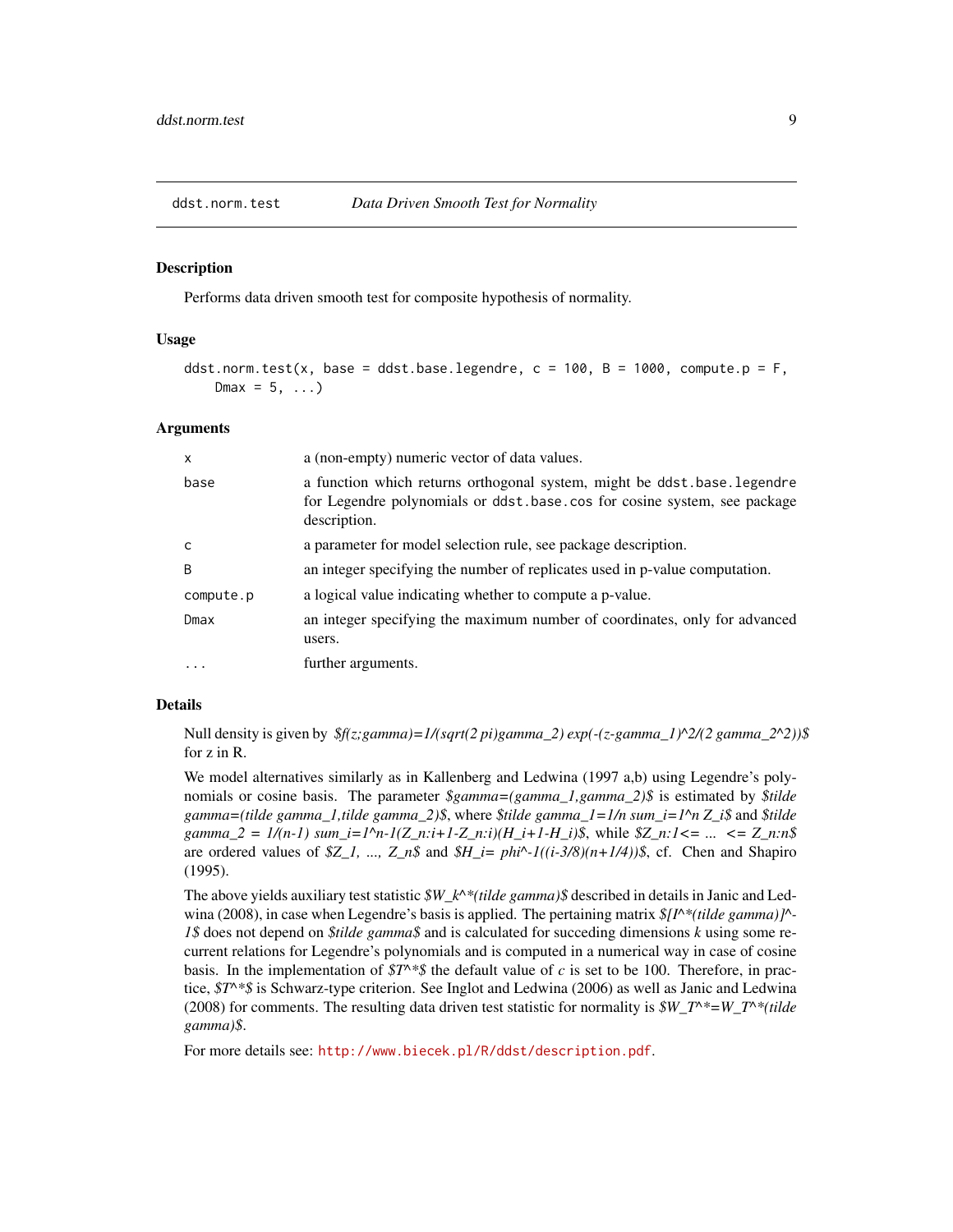# ddst.norm.test — *Data Driven Smooth Test for Normality*

## Description

Performs data driven smooth test for composite hypothesis of normality.

## Usage

```
ddst.norm.test(x, base = ddst.base.legendre, c = 100, B = 1000, compute.p = F,
    Dmax = 5, ...)
```

## Arguments

| | |
|---|---|
| x | a (non-empty) numeric vector of data values. |
| base | a function which returns orthogonal system, might be `ddst.base.legendre` for Legendre polynomials or `ddst.base.cos` for cosine system, see package description. |
| c | a parameter for model selection rule, see package description. |
| B | an integer specifying the number of replicates used in p-value computation. |
| compute.p | a logical value indicating whether to compute a p-value. |
| Dmax | an integer specifying the maximum number of coordinates, only for advanced users. |
| ... | further arguments. |

## Details

Null density is given by $f(z;gamma)=1/(sqrt(2 pi)gamma_2) exp(-(z-gamma_1)^2/(2 gamma_2^2))$ for z in R.

We model alternatives similarly as in Kallenberg and Ledwina (1997 a,b) using Legendre's polynomials or cosine basis. The parameter $gamma=(gamma_1,gamma_2)$ is estimated by $tilde gamma=(tilde gamma_1,tilde gamma_2)$, where $tilde gamma_1=1/n sum_i=1^n Z_i$ and $tilde gamma_2 = 1/(n-1) sum_i=1^n-1(Z_n:i+1-Z_n:i)(H_i+1-H_i)$, while $Z_n:1<= ... <= Z_n:n$ are ordered values of $Z_1, ..., Z_n$ and $H_i= phi^-1((i-3/8)(n+1/4))$, cf. Chen and Shapiro (1995).

The above yields auxiliary test statistic $W_k^*(tilde gamma)$ described in details in Janic and Ledwina (2008), in case when Legendre's basis is applied. The pertaining matrix $[I^*(tilde gamma)]^-1$ does not depend on $tilde gamma$ and is calculated for succeding dimensions *k* using some recurrent relations for Legendre's polynomials and is computed in a numerical way in case of cosine basis. In the implementation of $T^*$ the default value of *c* is set to be 100. Therefore, in practice, $T^*$ is Schwarz-type criterion. See Inglot and Ledwina (2006) as well as Janic and Ledwina (2008) for comments. The resulting data driven test statistic for normality is $W_T^*=W_T^*(tilde gamma)$.

For more details see: http://www.biecek.pl/R/ddst/description.pdf.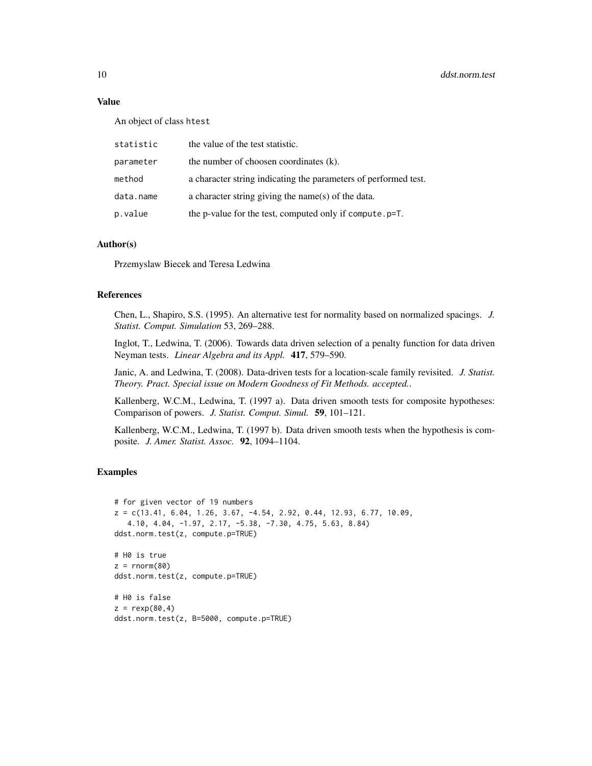## Value

An object of class `htest`

| | |
|---|---|
| `statistic` | the value of the test statistic. |
| `parameter` | the number of choosen coordinates (k). |
| `method` | a character string indicating the parameters of performed test. |
| `data.name` | a character string giving the name(s) of the data. |
| `p.value` | the p-value for the test, computed only if `compute.p=T`. |

## Author(s)

Przemyslaw Biecek and Teresa Ledwina

## References

Chen, L., Shapiro, S.S. (1995). An alternative test for normality based on normalized spacings. *J. Statist. Comput. Simulation* 53, 269–288.

Inglot, T., Ledwina, T. (2006). Towards data driven selection of a penalty function for data driven Neyman tests. *Linear Algebra and its Appl.* **417**, 579–590.

Janic, A. and Ledwina, T. (2008). Data-driven tests for a location-scale family revisited. *J. Statist. Theory. Pract. Special issue on Modern Goodness of Fit Methods. accepted.*.

Kallenberg, W.C.M., Ledwina, T. (1997 a). Data driven smooth tests for composite hypotheses: Comparison of powers. *J. Statist. Comput. Simul.* **59**, 101–121.

Kallenberg, W.C.M., Ledwina, T. (1997 b). Data driven smooth tests when the hypothesis is composite. *J. Amer. Statist. Assoc.* **92**, 1094–1104.

## Examples

```
# for given vector of 19 numbers
z = c(13.41, 6.04, 1.26, 3.67, -4.54, 2.92, 0.44, 12.93, 6.77, 10.09,
   4.10, 4.04, -1.97, 2.17, -5.38, -7.30, 4.75, 5.63, 8.84)
ddst.norm.test(z, compute.p=TRUE)

# H0 is true
z = rnorm(80)
ddst.norm.test(z, compute.p=TRUE)

# H0 is false
z = rexp(80,4)
ddst.norm.test(z, B=5000, compute.p=TRUE)
```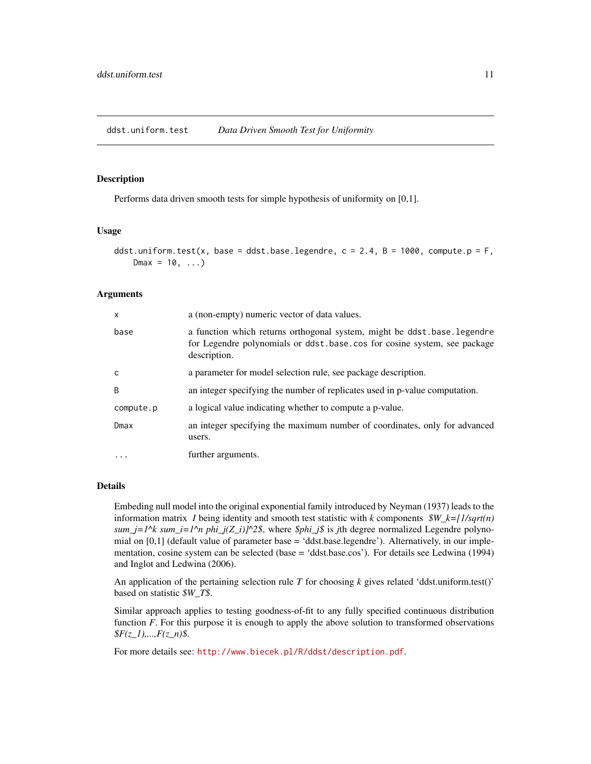# ddst.uniform.test *Data Driven Smooth Test for Uniformity*

## Description

Performs data driven smooth tests for simple hypothesis of uniformity on [0,1].

## Usage

```
ddst.uniform.test(x, base = ddst.base.legendre, c = 2.4, B = 1000, compute.p = F,
    Dmax = 10, ...)
```

## Arguments

| | |
|---|---|
| x | a (non-empty) numeric vector of data values. |
| base | a function which returns orthogonal system, might be `ddst.base.legendre` for Legendre polynomials or `ddst.base.cos` for cosine system, see package description. |
| c | a parameter for model selection rule, see package description. |
| B | an integer specifying the number of replicates used in p-value computation. |
| compute.p | a logical value indicating whether to compute a p-value. |
| Dmax | an integer specifying the maximum number of coordinates, only for advanced users. |
| ... | further arguments. |

## Details

Embeding null model into the original exponential family introduced by Neyman (1937) leads to the information matrix *I* being identity and smooth test statistic with *k* components *$W_k=[1/sqrt(n) sum_j=1^k sum_i=1^n phi_j(Z_i)]^2$*, where *$phi_j$* is *j*th degree normalized Legendre polynomial on [0,1] (default value of parameter base = 'ddst.base.legendre'). Alternatively, in our implementation, cosine system can be selected (base = 'ddst.base.cos'). For details see Ledwina (1994) and Inglot and Ledwina (2006).

An application of the pertaining selection rule *T* for choosing *k* gives related 'ddst.uniform.test()' based on statistic *$W_T$*.

Similar approach applies to testing goodness-of-fit to any fully specified continuous distribution function *F*. For this purpose it is enough to apply the above solution to transformed observations *$F(z_1),...,F(z_n)$*.

For more details see: http://www.biecek.pl/R/ddst/description.pdf.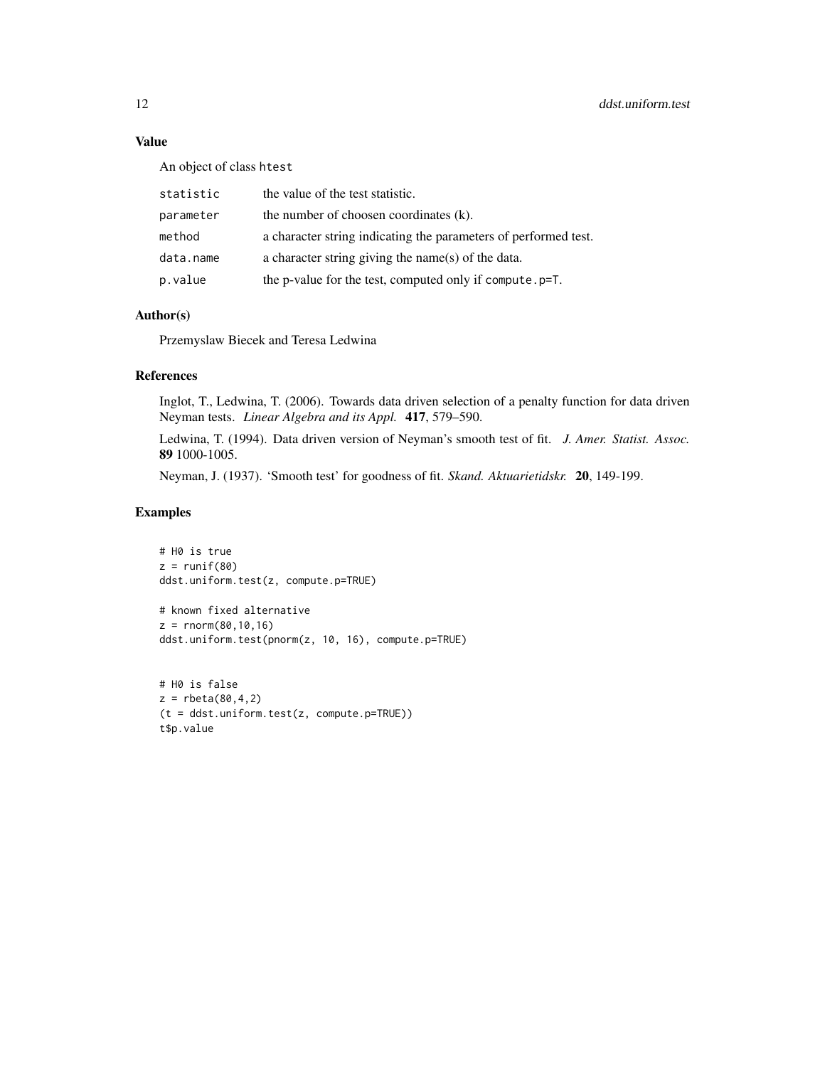## Value

An object of class `htest`

| | |
|---|---|
| `statistic` | the value of the test statistic. |
| `parameter` | the number of choosen coordinates (k). |
| `method` | a character string indicating the parameters of performed test. |
| `data.name` | a character string giving the name(s) of the data. |
| `p.value` | the p-value for the test, computed only if `compute.p=T`. |

## Author(s)

Przemyslaw Biecek and Teresa Ledwina

## References

Inglot, T., Ledwina, T. (2006). Towards data driven selection of a penalty function for data driven Neyman tests. *Linear Algebra and its Appl.* **417**, 579–590.

Ledwina, T. (1994). Data driven version of Neyman's smooth test of fit. *J. Amer. Statist. Assoc.* **89** 1000-1005.

Neyman, J. (1937). 'Smooth test' for goodness of fit. *Skand. Aktuarietidskr.* **20**, 149-199.

## Examples

```
# H0 is true
z = runif(80)
ddst.uniform.test(z, compute.p=TRUE)

# known fixed alternative
z = rnorm(80,10,16)
ddst.uniform.test(pnorm(z, 10, 16), compute.p=TRUE)


# H0 is false
z = rbeta(80,4,2)
(t = ddst.uniform.test(z, compute.p=TRUE))
t$p.value
```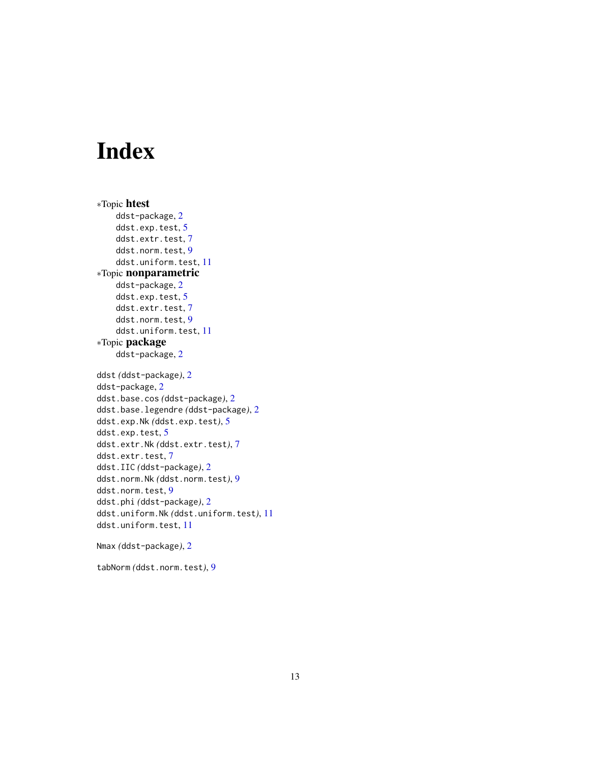# Index

*Topic **htest**

- ddst-package, 2
- ddst.exp.test, 5
- ddst.extr.test, 7
- ddst.norm.test, 9
- ddst.uniform.test, 11

*Topic **nonparametric**

- ddst-package, 2
- ddst.exp.test, 5
- ddst.extr.test, 7
- ddst.norm.test, 9
- ddst.uniform.test, 11

*Topic **package**

- ddst-package, 2

ddst *(*ddst-package*)*, 2
ddst-package, 2
ddst.base.cos *(*ddst-package*)*, 2
ddst.base.legendre *(*ddst-package*)*, 2
ddst.exp.Nk *(*ddst.exp.test*)*, 5
ddst.exp.test, 5
ddst.extr.Nk *(*ddst.extr.test*)*, 7
ddst.extr.test, 7
ddst.IIC *(*ddst-package*)*, 2
ddst.norm.Nk *(*ddst.norm.test*)*, 9
ddst.norm.test, 9
ddst.phi *(*ddst-package*)*, 2
ddst.uniform.Nk *(*ddst.uniform.test*)*, 11
ddst.uniform.test, 11

Nmax *(*ddst-package*)*, 2

tabNorm *(*ddst.norm.test*)*, 9